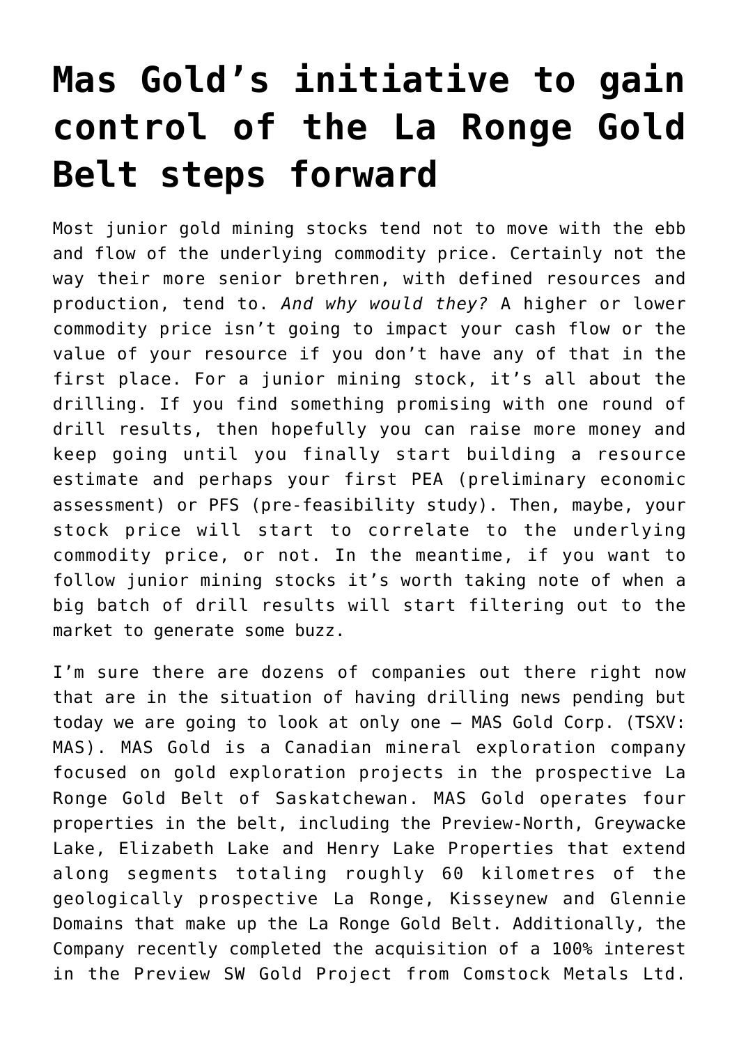# Mas Gold's initiative to gain control of the La Ronge Gold Belt steps forward

Most junior gold mining stocks tend not to move with the ebb and flow of the underlying commodity price. Certainly not the way their more senior brethren, with defined resources and production, tend to. *And why would they?* A higher or lower commodity price isn't going to impact your cash flow or the value of your resource if you don't have any of that in the first place. For a junior mining stock, it's all about the drilling. If you find something promising with one round of drill results, then hopefully you can raise more money and keep going until you finally start building a resource estimate and perhaps your first PEA (preliminary economic assessment) or PFS (pre-feasibility study). Then, maybe, your stock price will start to correlate to the underlying commodity price, or not. In the meantime, if you want to follow junior mining stocks it's worth taking note of when a big batch of drill results will start filtering out to the market to generate some buzz.

I'm sure there are dozens of companies out there right now that are in the situation of having drilling news pending but today we are going to look at only one – MAS Gold Corp. (TSXV: MAS). MAS Gold is a Canadian mineral exploration company focused on gold exploration projects in the prospective La Ronge Gold Belt of Saskatchewan. MAS Gold operates four properties in the belt, including the Preview-North, Greywacke Lake, Elizabeth Lake and Henry Lake Properties that extend along segments totaling roughly 60 kilometres of the geologically prospective La Ronge, Kisseynew and Glennie Domains that make up the La Ronge Gold Belt. Additionally, the Company recently completed the acquisition of a 100% interest in the Preview SW Gold Project from Comstock Metals Ltd.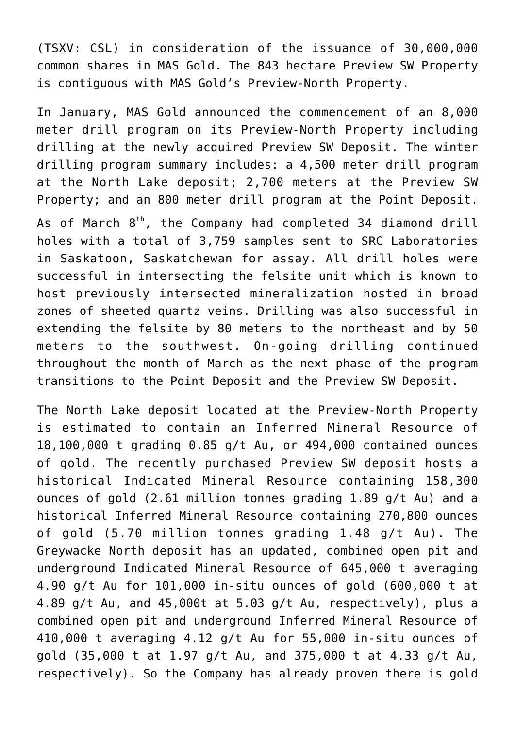(TSXV: CSL) in consideration of the issuance of 30,000,000 common shares in MAS Gold. The 843 hectare Preview SW Property is contiguous with MAS Gold's Preview-North Property.

In January, MAS Gold announced the commencement of an 8,000 meter drill program on its Preview-North Property including drilling at the newly acquired Preview SW Deposit. The winter drilling program summary includes: a 4,500 meter drill program at the North Lake deposit; 2,700 meters at the Preview SW Property; and an 800 meter drill program at the Point Deposit. As of March 8th, the Company had completed 34 diamond drill holes with a total of 3,759 samples sent to SRC Laboratories in Saskatoon, Saskatchewan for assay. All drill holes were successful in intersecting the felsite unit which is known to host previously intersected mineralization hosted in broad zones of sheeted quartz veins. Drilling was also successful in extending the felsite by 80 meters to the northeast and by 50 meters to the southwest. On-going drilling continued throughout the month of March as the next phase of the program transitions to the Point Deposit and the Preview SW Deposit.

The North Lake deposit located at the Preview-North Property is estimated to contain an Inferred Mineral Resource of 18,100,000 t grading 0.85 g/t Au, or 494,000 contained ounces of gold. The recently purchased Preview SW deposit hosts a historical Indicated Mineral Resource containing 158,300 ounces of gold (2.61 million tonnes grading 1.89 g/t Au) and a historical Inferred Mineral Resource containing 270,800 ounces of gold (5.70 million tonnes grading 1.48 g/t Au). The Greywacke North deposit has an updated, combined open pit and underground Indicated Mineral Resource of 645,000 t averaging 4.90 g/t Au for 101,000 in-situ ounces of gold (600,000 t at 4.89 g/t Au, and 45,000t at 5.03 g/t Au, respectively), plus a combined open pit and underground Inferred Mineral Resource of 410,000 t averaging 4.12 g/t Au for 55,000 in-situ ounces of gold (35,000 t at 1.97 g/t Au, and 375,000 t at 4.33 g/t Au, respectively). So the Company has already proven there is gold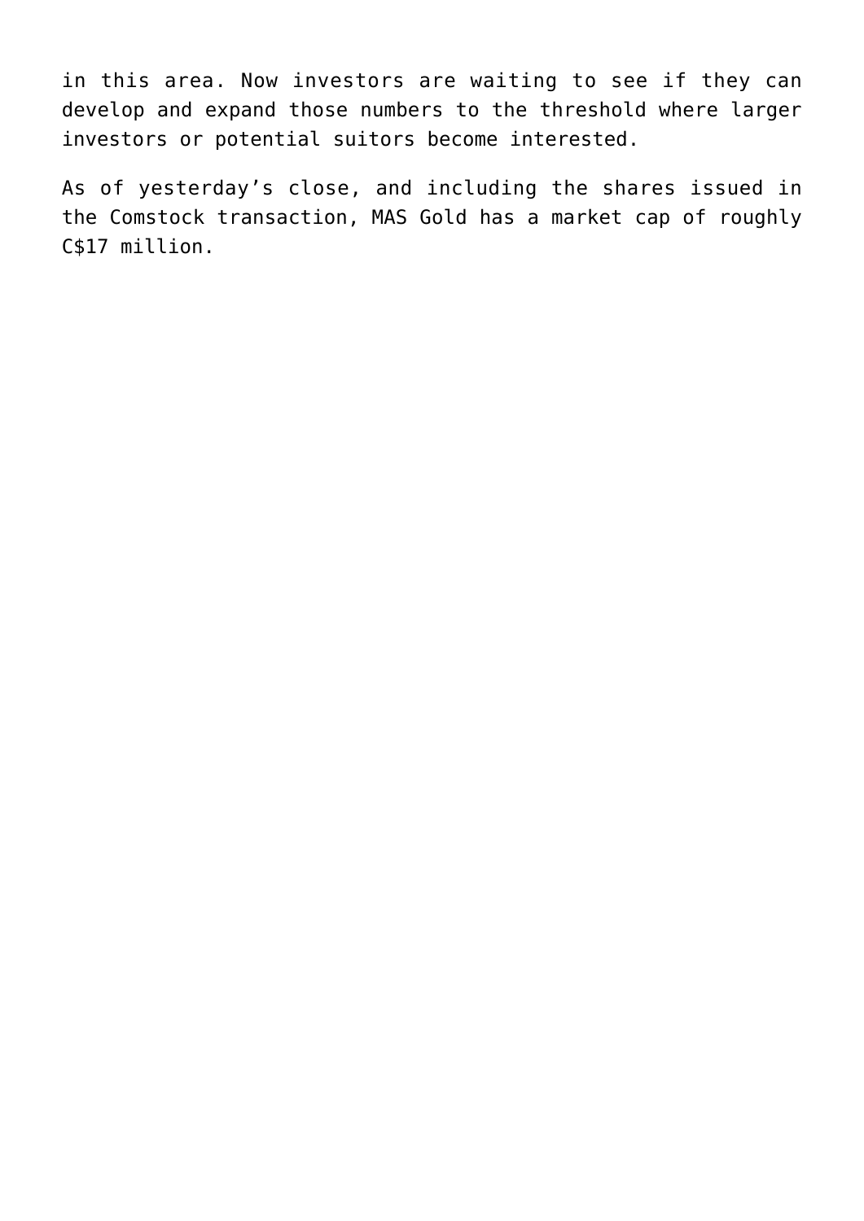in this area. Now investors are waiting to see if they can develop and expand those numbers to the threshold where larger investors or potential suitors become interested.

As of yesterday’s close, and including the shares issued in the Comstock transaction, MAS Gold has a market cap of roughly C$17 million.